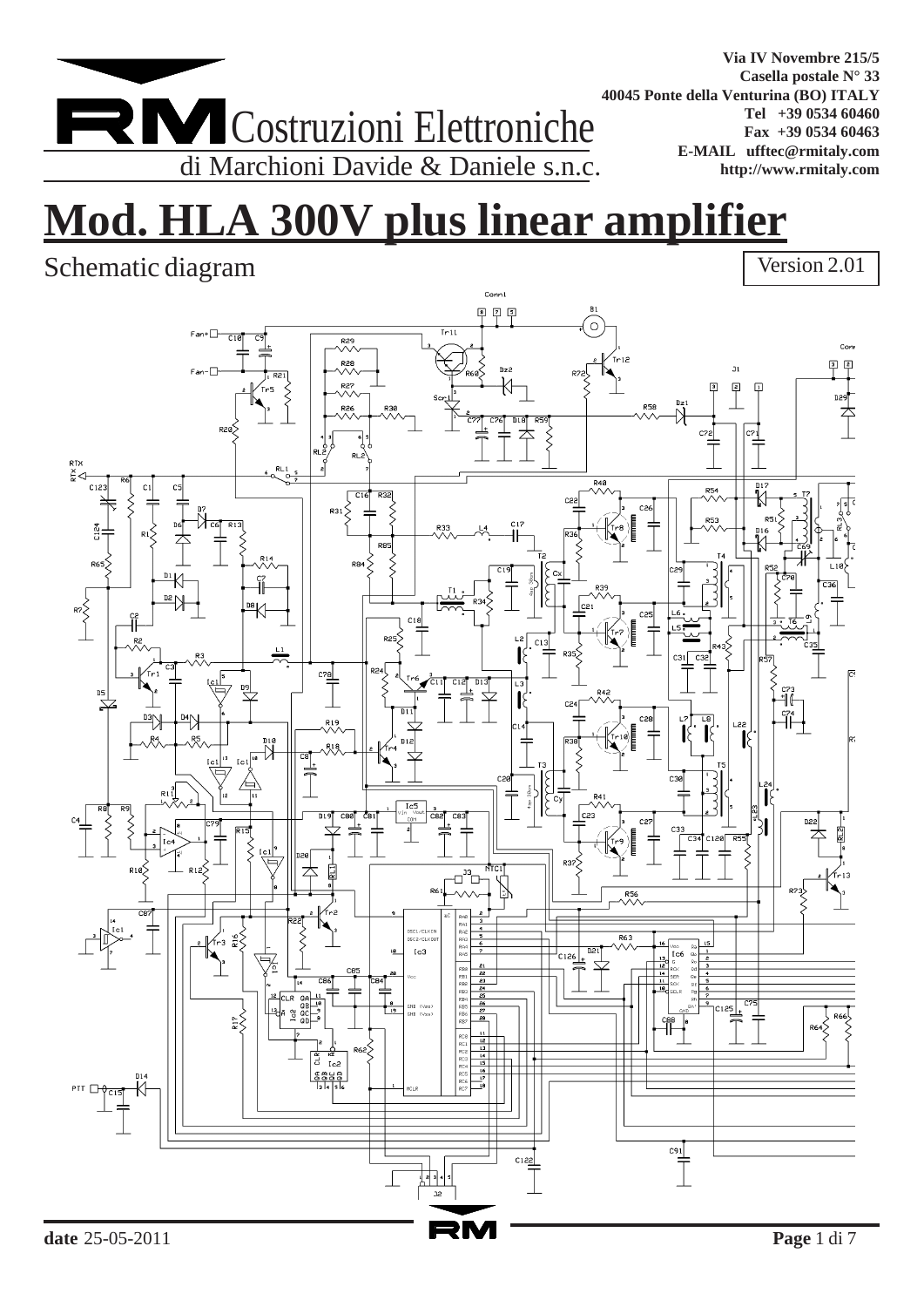RM Costruzioni Elettroniche
di Marchioni Davide & Daniele s.n.c.

**Via IV Novembre 215/5**
**Casella postale N° 33**
**40045 Ponte della Venturina (BO) ITALY**
**Tel +39 0534 60460**
**Fax +39 0534 60463**
**E-MAIL ufftec@rmitaly.com**
**http://www.rmitaly.com**

# Mod. HLA 300V plus linear amplifier

Schematic diagram

Version 2.01

**date** 25-05-2011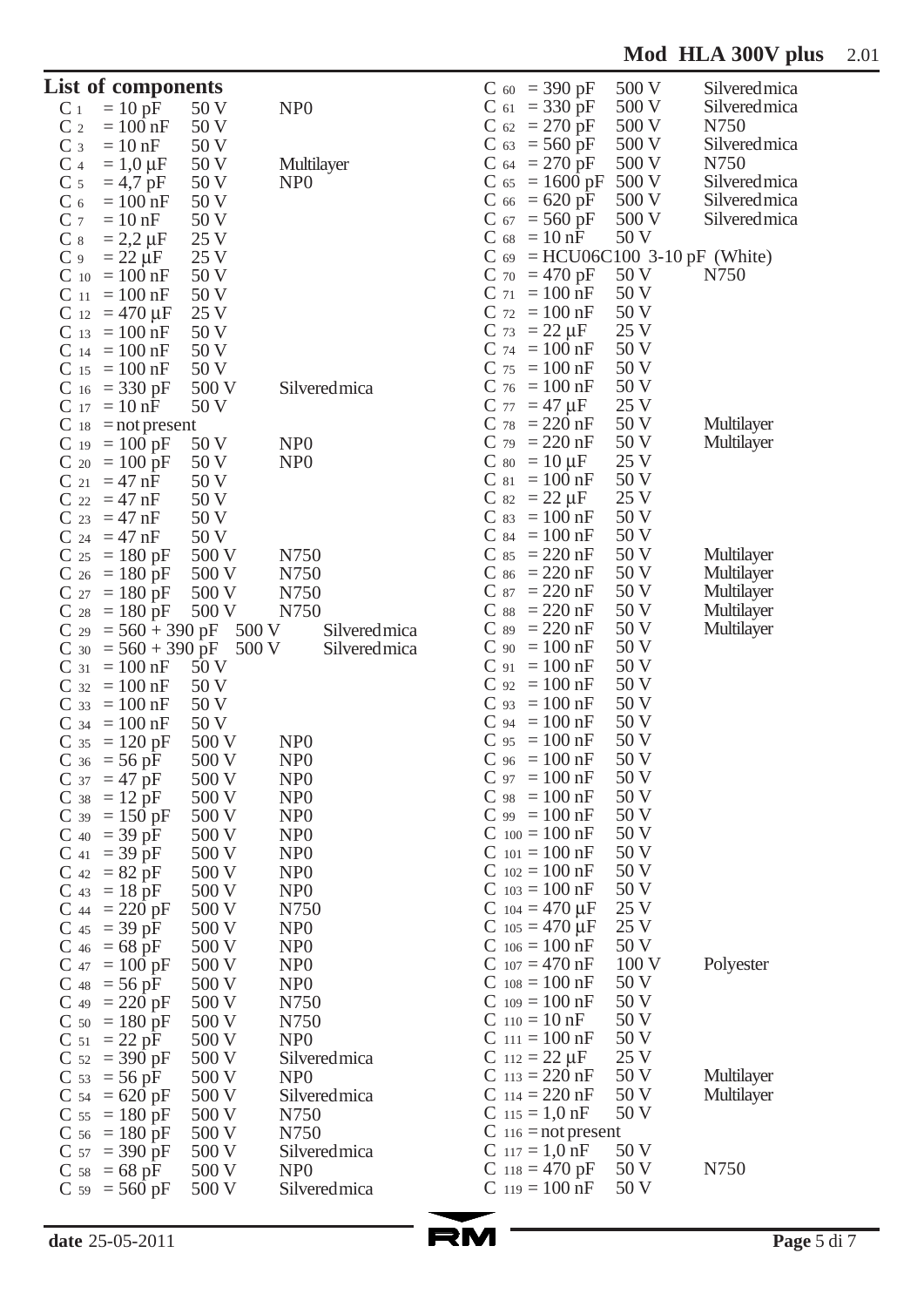## List of components

| Ref | Value | Voltage | Type |
|---|---|---|---|
| C 1 | = 10 pF | 50 V | NP0 |
| C 2 | = 100 nF | 50 V | |
| C 3 | = 10 nF | 50 V | |
| C 4 | = 1,0 µF | 50 V | Multilayer |
| C 5 | = 4,7 pF | 50 V | NP0 |
| C 6 | = 100 nF | 50 V | |
| C 7 | = 10 nF | 50 V | |
| C 8 | = 2,2 µF | 25 V | |
| C 9 | = 22 µF | 25 V | |
| C 10 | = 100 nF | 50 V | |
| C 11 | = 100 nF | 50 V | |
| C 12 | = 470 µF | 25 V | |
| C 13 | = 100 nF | 50 V | |
| C 14 | = 100 nF | 50 V | |
| C 15 | = 100 nF | 50 V | |
| C 16 | = 330 pF | 500 V | Silvered mica |
| C 17 | = 10 nF | 50 V | |
| C 18 | = not present | | |
| C 19 | = 100 pF | 50 V | NP0 |
| C 20 | = 100 pF | 50 V | NP0 |
| C 21 | = 47 nF | 50 V | |
| C 22 | = 47 nF | 50 V | |
| C 23 | = 47 nF | 50 V | |
| C 24 | = 47 nF | 50 V | |
| C 25 | = 180 pF | 500 V | N750 |
| C 26 | = 180 pF | 500 V | N750 |
| C 27 | = 180 pF | 500 V | N750 |
| C 28 | = 180 pF | 500 V | N750 |
| C 29 | = 560 + 390 pF | 500 V | Silvered mica |
| C 30 | = 560 + 390 pF | 500 V | Silvered mica |
| C 31 | = 100 nF | 50 V | |
| C 32 | = 100 nF | 50 V | |
| C 33 | = 100 nF | 50 V | |
| C 34 | = 100 nF | 50 V | |
| C 35 | = 120 pF | 500 V | NP0 |
| C 36 | = 56 pF | 500 V | NP0 |
| C 37 | = 47 pF | 500 V | NP0 |
| C 38 | = 12 pF | 500 V | NP0 |
| C 39 | = 150 pF | 500 V | NP0 |
| C 40 | = 39 pF | 500 V | NP0 |
| C 41 | = 39 pF | 500 V | NP0 |
| C 42 | = 82 pF | 500 V | NP0 |
| C 43 | = 18 pF | 500 V | NP0 |
| C 44 | = 220 pF | 500 V | N750 |
| C 45 | = 39 pF | 500 V | NP0 |
| C 46 | = 68 pF | 500 V | NP0 |
| C 47 | = 100 pF | 500 V | NP0 |
| C 48 | = 56 pF | 500 V | NP0 |
| C 49 | = 220 pF | 500 V | N750 |
| C 50 | = 180 pF | 500 V | N750 |
| C 51 | = 22 pF | 500 V | NP0 |
| C 52 | = 390 pF | 500 V | Silvered mica |
| C 53 | = 56 pF | 500 V | NP0 |
| C 54 | = 620 pF | 500 V | Silvered mica |
| C 55 | = 180 pF | 500 V | N750 |
| C 56 | = 180 pF | 500 V | N750 |
| C 57 | = 390 pF | 500 V | Silvered mica |
| C 58 | = 68 pF | 500 V | NP0 |
| C 59 | = 560 pF | 500 V | Silvered mica |
| C 60 | = 390 pF | 500 V | Silvered mica |
| C 61 | = 330 pF | 500 V | Silvered mica |
| C 62 | = 270 pF | 500 V | N750 |
| C 63 | = 560 pF | 500 V | Silvered mica |
| C 64 | = 270 pF | 500 V | N750 |
| C 65 | = 1600 pF | 500 V | Silvered mica |
| C 66 | = 620 pF | 500 V | Silvered mica |
| C 67 | = 560 pF | 500 V | Silvered mica |
| C 68 | = 10 nF | 50 V | |
| C 69 | = HCU06C100 3-10 pF (White) | | |
| C 70 | = 470 pF | 50 V | N750 |
| C 71 | = 100 nF | 50 V | |
| C 72 | = 100 nF | 50 V | |
| C 73 | = 22 µF | 25 V | |
| C 74 | = 100 nF | 50 V | |
| C 75 | = 100 nF | 50 V | |
| C 76 | = 100 nF | 50 V | |
| C 77 | = 47 µF | 25 V | |
| C 78 | = 220 nF | 50 V | Multilayer |
| C 79 | = 220 nF | 50 V | Multilayer |
| C 80 | = 10 µF | 25 V | |
| C 81 | = 100 nF | 50 V | |
| C 82 | = 22 µF | 25 V | |
| C 83 | = 100 nF | 50 V | |
| C 84 | = 100 nF | 50 V | |
| C 85 | = 220 nF | 50 V | Multilayer |
| C 86 | = 220 nF | 50 V | Multilayer |
| C 87 | = 220 nF | 50 V | Multilayer |
| C 88 | = 220 nF | 50 V | Multilayer |
| C 89 | = 220 nF | 50 V | Multilayer |
| C 90 | = 100 nF | 50 V | |
| C 91 | = 100 nF | 50 V | |
| C 92 | = 100 nF | 50 V | |
| C 93 | = 100 nF | 50 V | |
| C 94 | = 100 nF | 50 V | |
| C 95 | = 100 nF | 50 V | |
| C 96 | = 100 nF | 50 V | |
| C 97 | = 100 nF | 50 V | |
| C 98 | = 100 nF | 50 V | |
| C 99 | = 100 nF | 50 V | |
| C 100 | = 100 nF | 50 V | |
| C 101 | = 100 nF | 50 V | |
| C 102 | = 100 nF | 50 V | |
| C 103 | = 100 nF | 50 V | |
| C 104 | = 470 µF | 25 V | |
| C 105 | = 470 µF | 25 V | |
| C 106 | = 100 nF | 50 V | |
| C 107 | = 470 nF | 100 V | Polyester |
| C 108 | = 100 nF | 50 V | |
| C 109 | = 100 nF | 50 V | |
| C 110 | = 10 nF | 50 V | |
| C 111 | = 100 nF | 50 V | |
| C 112 | = 22 µF | 25 V | |
| C 113 | = 220 nF | 50 V | Multilayer |
| C 114 | = 220 nF | 50 V | Multilayer |
| C 115 | = 1,0 nF | 50 V | |
| C 116 | = not present | | |
| C 117 | = 1,0 nF | 50 V | |
| C 118 | = 470 pF | 50 V | N750 |
| C 119 | = 100 nF | 50 V | |

**date** 25-05-2011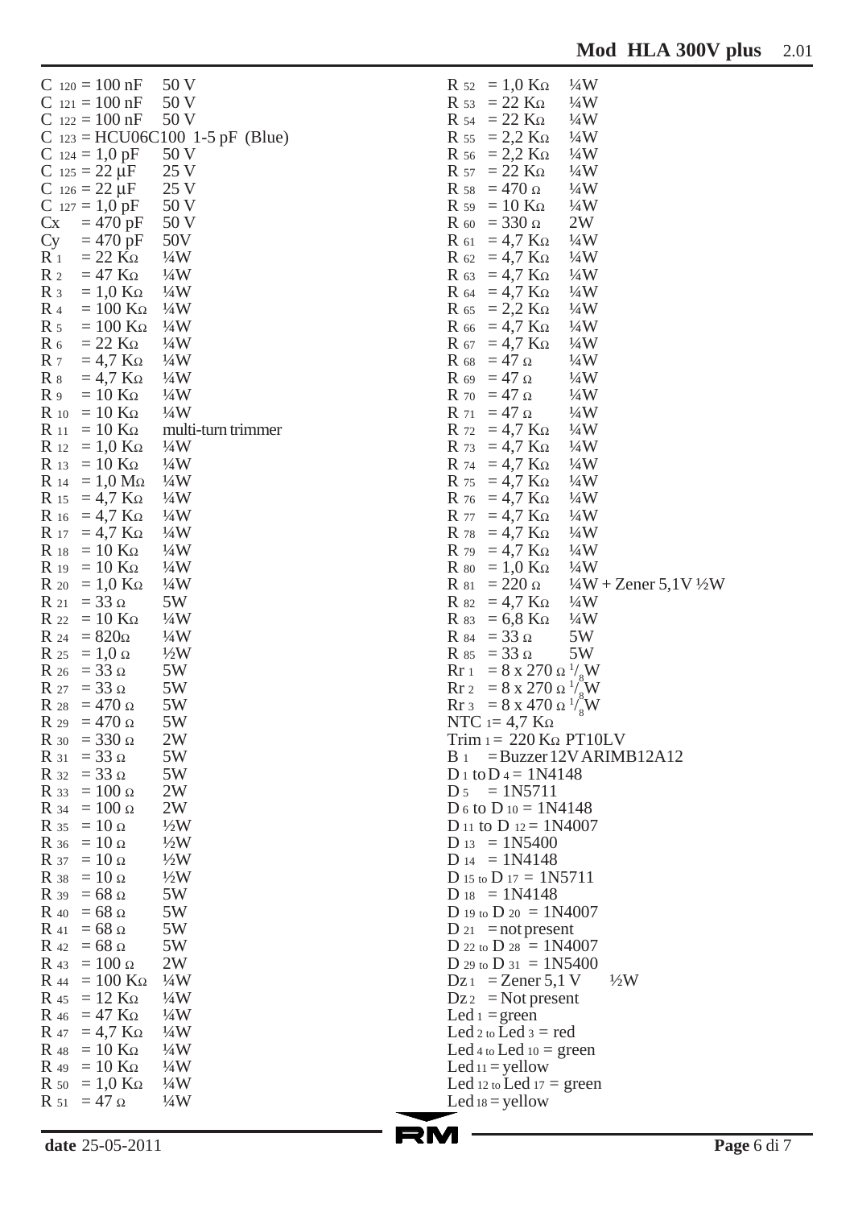$C_{120}$ = 100 nF 50 V
$C_{121}$ = 100 nF 50 V
$C_{122}$ = 100 nF 50 V
$C_{123}$ = HCU06C100 1-5 pF (Blue)
$C_{124}$ = 1,0 pF 50 V
$C_{125}$ = 22 μF 25 V
$C_{126}$ = 22 μF 25 V
$C_{127}$ = 1,0 pF 50 V
Cx = 470 pF 50 V
Cy = 470 pF 50V
$R_1$ = 22 KΩ ¼W
$R_2$ = 47 KΩ ¼W
$R_3$ = 1,0 KΩ ¼W
$R_4$ = 100 KΩ ¼W
$R_5$ = 100 KΩ ¼W
$R_6$ = 22 KΩ ¼W
$R_7$ = 4,7 KΩ ¼W
$R_8$ = 4,7 KΩ ¼W
$R_9$ = 10 KΩ ¼W
$R_{10}$ = 10 KΩ ¼W
$R_{11}$ = 10 KΩ multi-turn trimmer
$R_{12}$ = 1,0 KΩ ¼W
$R_{13}$ = 10 KΩ ¼W
$R_{14}$ = 1,0 MΩ ¼W
$R_{15}$ = 4,7 KΩ ¼W
$R_{16}$ = 4,7 KΩ ¼W
$R_{17}$ = 4,7 KΩ ¼W
$R_{18}$ = 10 KΩ ¼W
$R_{19}$ = 10 KΩ ¼W
$R_{20}$ = 1,0 KΩ ¼W
$R_{21}$ = 33 Ω 5W
$R_{22}$ = 10 KΩ ¼W
$R_{24}$ = 820Ω ¼W
$R_{25}$ = 1,0 Ω ½W
$R_{26}$ = 33 Ω 5W
$R_{27}$ = 33 Ω 5W
$R_{28}$ = 470 Ω 5W
$R_{29}$ = 470 Ω 5W
$R_{30}$ = 330 Ω 2W
$R_{31}$ = 33 Ω 5W
$R_{32}$ = 33 Ω 5W
$R_{33}$ = 100 Ω 2W
$R_{34}$ = 100 Ω 2W
$R_{35}$ = 10 Ω ½W
$R_{36}$ = 10 Ω ½W
$R_{37}$ = 10 Ω ½W
$R_{38}$ = 10 Ω ½W
$R_{39}$ = 68 Ω 5W
$R_{40}$ = 68 Ω 5W
$R_{41}$ = 68 Ω 5W
$R_{42}$ = 68 Ω 5W
$R_{43}$ = 100 Ω 2W
$R_{44}$ = 100 KΩ ¼W
$R_{45}$ = 12 KΩ ¼W
$R_{46}$ = 47 KΩ ¼W
$R_{47}$ = 4,7 KΩ ¼W
$R_{48}$ = 10 KΩ ¼W
$R_{49}$ = 10 KΩ ¼W
$R_{50}$ = 1,0 KΩ ¼W
$R_{51}$ = 47 Ω ¼W
$R_{52}$ = 1,0 KΩ ¼W
$R_{53}$ = 22 KΩ ¼W
$R_{54}$ = 22 KΩ ¼W
$R_{55}$ = 2,2 KΩ ¼W
$R_{56}$ = 2,2 KΩ ¼W
$R_{57}$ = 22 KΩ ¼W
$R_{58}$ = 470 Ω ¼W
$R_{59}$ = 10 KΩ ¼W
$R_{60}$ = 330 Ω 2W
$R_{61}$ = 4,7 KΩ ¼W
$R_{62}$ = 4,7 KΩ ¼W
$R_{63}$ = 4,7 KΩ ¼W
$R_{64}$ = 4,7 KΩ ¼W
$R_{65}$ = 2,2 KΩ ¼W
$R_{66}$ = 4,7 KΩ ¼W
$R_{67}$ = 4,7 KΩ ¼W
$R_{68}$ = 47 Ω ¼W
$R_{69}$ = 47 Ω ¼W
$R_{70}$ = 47 Ω ¼W
$R_{71}$ = 47 Ω ¼W
$R_{72}$ = 4,7 KΩ ¼W
$R_{73}$ = 4,7 KΩ ¼W
$R_{74}$ = 4,7 KΩ ¼W
$R_{75}$ = 4,7 KΩ ¼W
$R_{76}$ = 4,7 KΩ ¼W
$R_{77}$ = 4,7 KΩ ¼W
$R_{78}$ = 4,7 KΩ ¼W
$R_{79}$ = 4,7 KΩ ¼W
$R_{80}$ = 1,0 KΩ ¼W
$R_{81}$ = 220 Ω ¼W + Zener 5,1V ½W
$R_{82}$ = 4,7 KΩ ¼W
$R_{83}$ = 6,8 KΩ ¼W
$R_{84}$ = 33 Ω 5W
$R_{85}$ = 33 Ω 5W
$Rr_1$ = 8 x 270 Ω 1/8W
$Rr_2$ = 8 x 270 Ω 1/8W
$Rr_3$ = 8 x 470 Ω 1/8W
$NTC_1$ = 4,7 KΩ
$Trim_1$ = 220 KΩ PT10LV
$B_1$ = Buzzer 12V ARIMB12A12
$D_1$ to $D_4$ = 1N4148
$D_5$ = 1N5711
$D_6$ to $D_{10}$ = 1N4148
$D_{11}$ to $D_{12}$ = 1N4007
$D_{13}$ = 1N5400
$D_{14}$ = 1N4148
$D_{15}$ to $D_{17}$ = 1N5711
$D_{18}$ = 1N4148
$D_{19}$ to $D_{20}$ = 1N4007
$D_{21}$ = not present
$D_{22}$ to $D_{28}$ = 1N4007
$D_{29}$ to $D_{31}$ = 1N5400
$Dz_1$ = Zener 5,1 V ½W
$Dz_2$ = Not present
$Led_1$ = green
$Led_2$ to $Led_3$ = red
$Led_4$ to $Led_{10}$ = green
$Led_{11}$ = yellow
$Led_{12}$ to $Led_{17}$ = green
$Led_{18}$ = yellow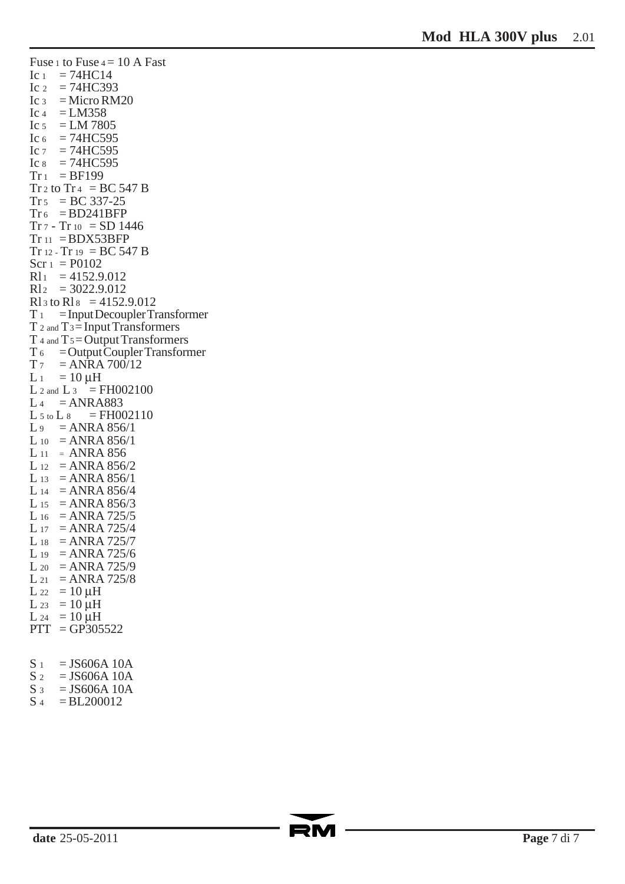Fuse $_1$ to Fuse $_4$ = 10 A Fast
Ic $_1$ = 74HC14
Ic $_2$ = 74HC393
Ic $_3$ = Micro RM20
Ic $_4$ = LM358
Ic $_5$ = LM 7805
Ic $_6$ = 74HC595
Ic $_7$ = 74HC595
Ic $_8$ = 74HC595
Tr $_1$ = BF199
Tr $_2$ to Tr $_4$ = BC 547 B
Tr $_5$ = BC 337-25
Tr $_6$ = BD241BFP
Tr $_7$ - Tr $_{10}$ = SD 1446
Tr $_{11}$ = BDX53BFP
Tr $_{12}$ - Tr $_{19}$ = BC 547 B
Scr $_1$ = P0102
Rl $_1$ = 4152.9.012
Rl $_2$ = 3022.9.012
Rl $_3$ to Rl $_8$ = 4152.9.012
T $_1$ = Input Decoupler Transformer
T $_2$ and T $_3$ = Input Transformers
T $_4$ and T $_5$ = Output Transformers
T $_6$ = Output Coupler Transformer
T $_7$ = ANRA 700/12
L $_1$ = 10 μH
L $_2$ and L $_3$ = FH002100
L $_4$ = ANRA883
L $_5$ to L $_8$ = FH002110
L $_9$ = ANRA 856/1
L $_{10}$ = ANRA 856/1
L $_{11}$ = ANRA 856
L $_{12}$ = ANRA 856/2
L $_{13}$ = ANRA 856/1
L $_{14}$ = ANRA 856/4
L $_{15}$ = ANRA 856/3
L $_{16}$ = ANRA 725/5
L $_{17}$ = ANRA 725/4
L $_{18}$ = ANRA 725/7
L $_{19}$ = ANRA 725/6
L $_{20}$ = ANRA 725/9
L $_{21}$ = ANRA 725/8
L $_{22}$ = 10 μH
L $_{23}$ = 10 μH
L $_{24}$ = 10 μH
PTT = GP305522

S $_1$ = JS606A 10A
S $_2$ = JS606A 10A
S $_3$ = JS606A 10A
S $_4$ = BL200012